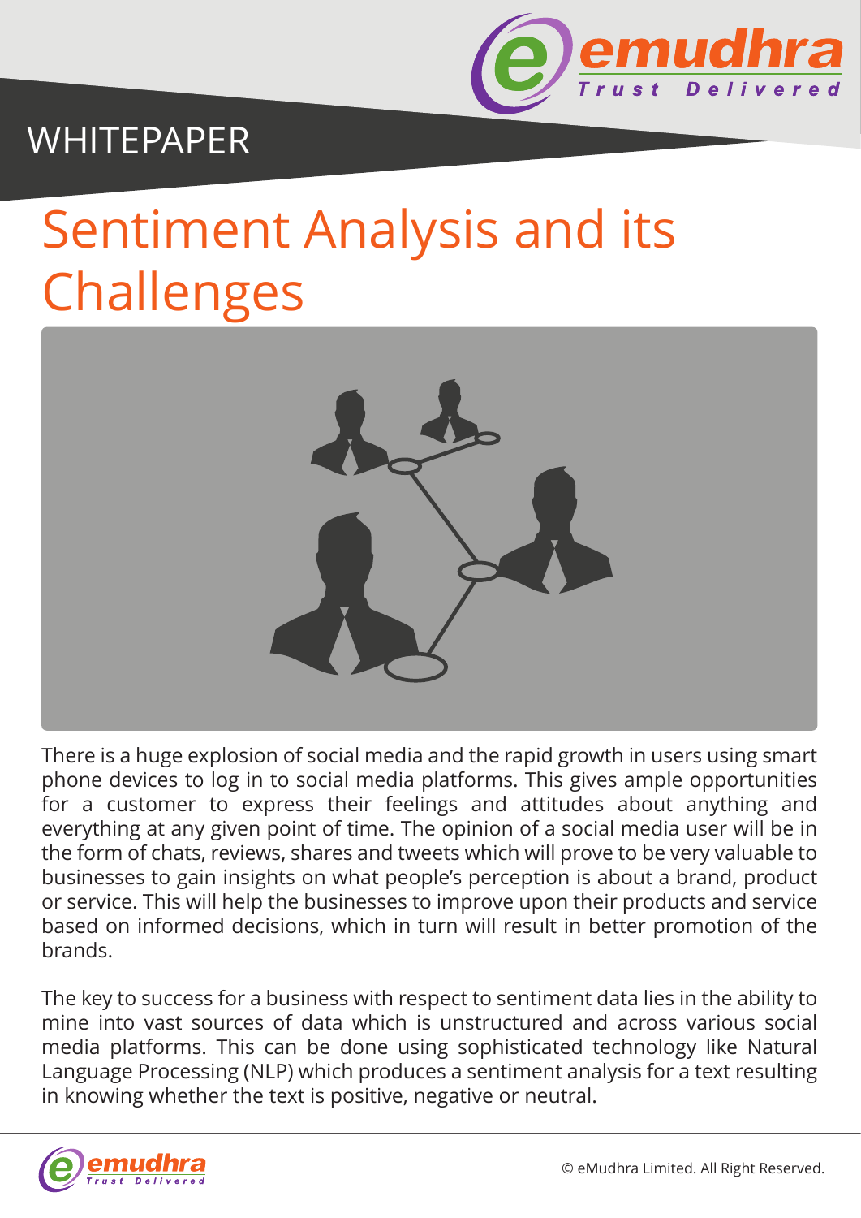WHITEPAPER

# Sentiment Analysis and its Challenges

There is a huge explosion of social media and the rapid growth in users using smart phone devices to log in to social media platforms. This gives ample opportunities for a customer to express their feelings and attitudes about anything and everything at any given point of time. The opinion of a social media user will be in the form of chats, reviews, shares and tweets which will prove to be very valuable to businesses to gain insights on what people's perception is about a brand, product or service. This will help the businesses to improve upon their products and service based on informed decisions, which in turn will result in better promotion of the brands.

The key to success for a business with respect to sentiment data lies in the ability to mine into vast sources of data which is unstructured and across various social media platforms. This can be done using sophisticated technology like Natural Language Processing (NLP) which produces a sentiment analysis for a text resulting in knowing whether the text is positive, negative or neutral.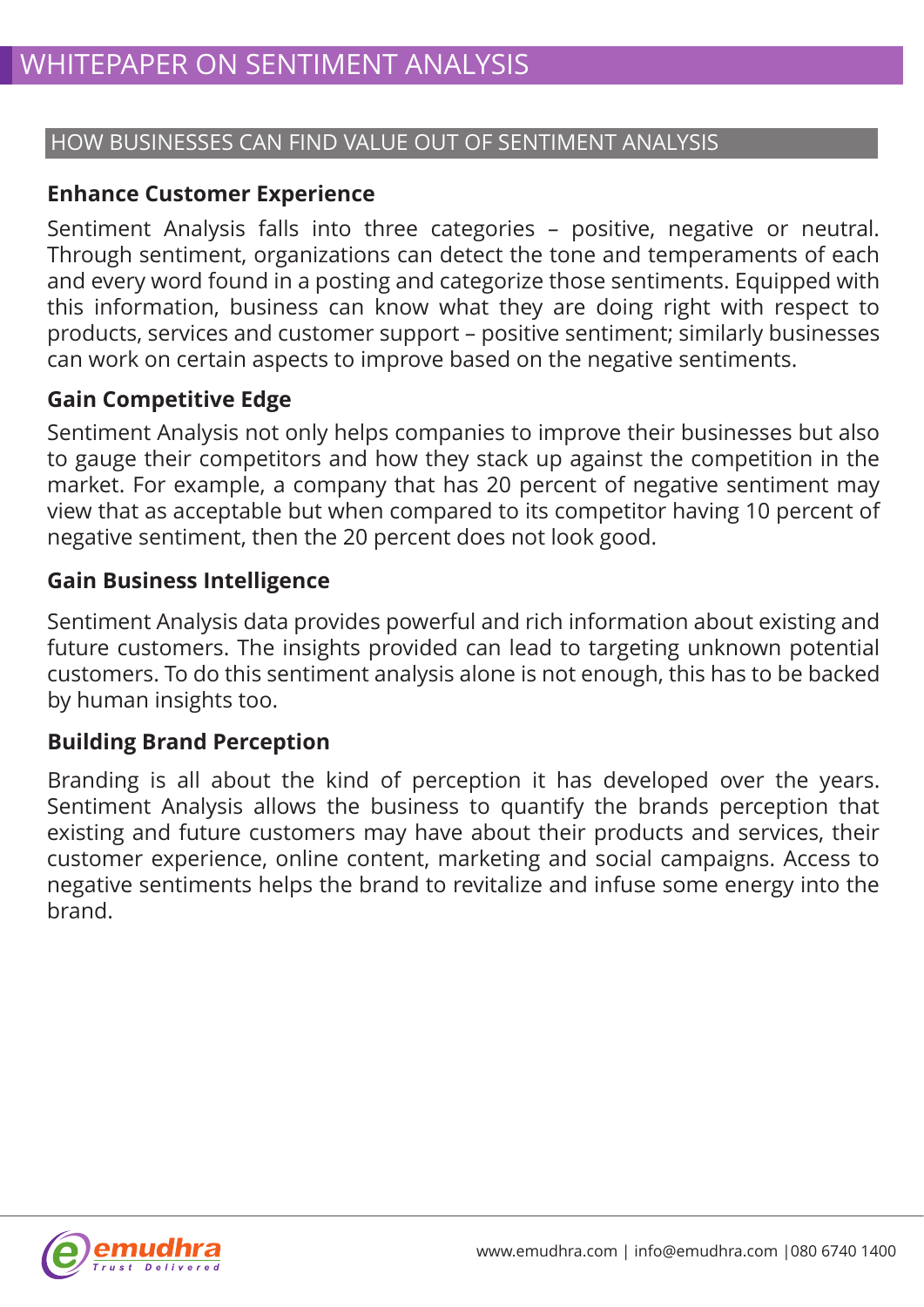## HOW BUSINESSES CAN FIND VALUE OUT OF SENTIMENT ANALYSIS

### Enhance Customer Experience

Sentiment Analysis falls into three categories – positive, negative or neutral. Through sentiment, organizations can detect the tone and temperaments of each and every word found in a posting and categorize those sentiments. Equipped with this information, business can know what they are doing right with respect to products, services and customer support – positive sentiment; similarly businesses can work on certain aspects to improve based on the negative sentiments.

### Gain Competitive Edge

Sentiment Analysis not only helps companies to improve their businesses but also to gauge their competitors and how they stack up against the competition in the market. For example, a company that has 20 percent of negative sentiment may view that as acceptable but when compared to its competitor having 10 percent of negative sentiment, then the 20 percent does not look good.

### Gain Business Intelligence

Sentiment Analysis data provides powerful and rich information about existing and future customers. The insights provided can lead to targeting unknown potential customers. To do this sentiment analysis alone is not enough, this has to be backed by human insights too.

### Building Brand Perception

Branding is all about the kind of perception it has developed over the years. Sentiment Analysis allows the business to quantify the brands perception that existing and future customers may have about their products and services, their customer experience, online content, marketing and social campaigns. Access to negative sentiments helps the brand to revitalize and infuse some energy into the brand.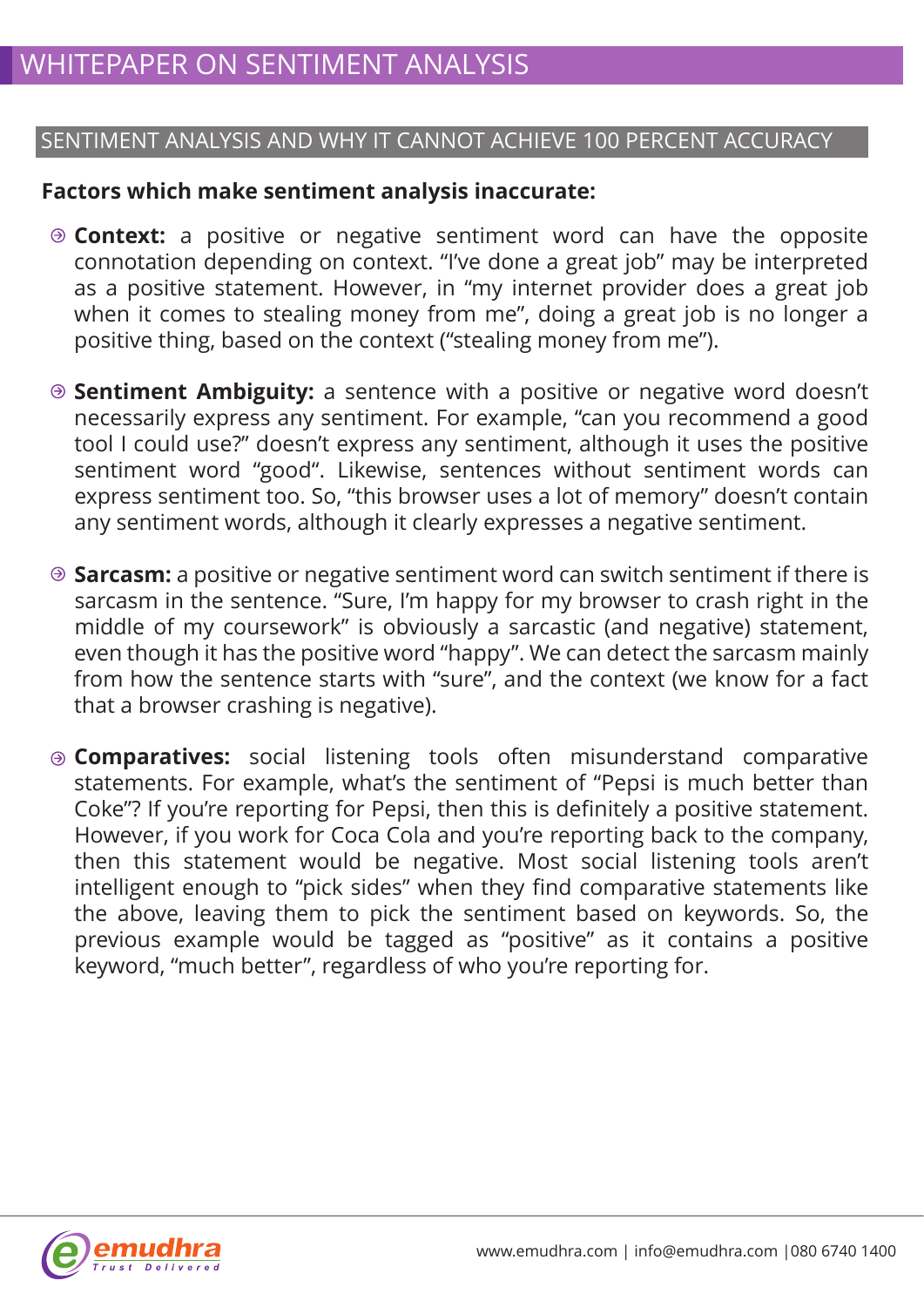# WHITEPAPER ON SENTIMENT ANALYSIS

## SENTIMENT ANALYSIS AND WHY IT CANNOT ACHIEVE 100 PERCENT ACCURACY

**Factors which make sentiment analysis inaccurate:**

- **Context:** a positive or negative sentiment word can have the opposite connotation depending on context. “I’ve done a great job” may be interpreted as a positive statement. However, in “my internet provider does a great job when it comes to stealing money from me”, doing a great job is no longer a positive thing, based on the context (“stealing money from me”).

- **Sentiment Ambiguity:** a sentence with a positive or negative word doesn’t necessarily express any sentiment. For example, “can you recommend a good tool I could use?” doesn’t express any sentiment, although it uses the positive sentiment word “good“. Likewise, sentences without sentiment words can express sentiment too. So, “this browser uses a lot of memory” doesn’t contain any sentiment words, although it clearly expresses a negative sentiment.

- **Sarcasm:** a positive or negative sentiment word can switch sentiment if there is sarcasm in the sentence. “Sure, I’m happy for my browser to crash right in the middle of my coursework” is obviously a sarcastic (and negative) statement, even though it has the positive word “happy”. We can detect the sarcasm mainly from how the sentence starts with “sure”, and the context (we know for a fact that a browser crashing is negative).

- **Comparatives:** social listening tools often misunderstand comparative statements. For example, what’s the sentiment of “Pepsi is much better than Coke”? If you’re reporting for Pepsi, then this is definitely a positive statement. However, if you work for Coca Cola and you’re reporting back to the company, then this statement would be negative. Most social listening tools aren’t intelligent enough to “pick sides” when they find comparative statements like the above, leaving them to pick the sentiment based on keywords. So, the previous example would be tagged as “positive” as it contains a positive keyword, “much better”, regardless of who you’re reporting for.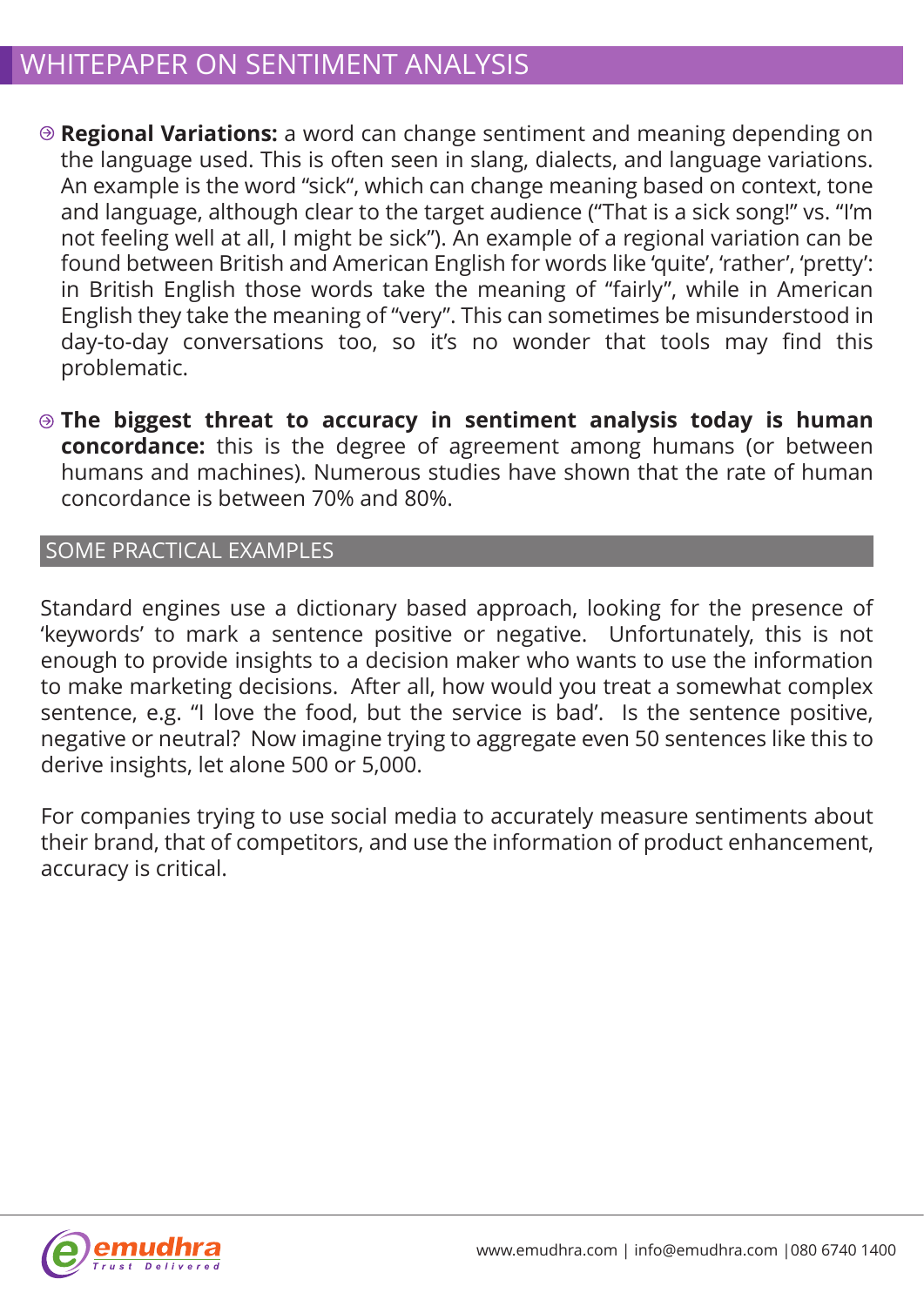- **Regional Variations:** a word can change sentiment and meaning depending on the language used. This is often seen in slang, dialects, and language variations. An example is the word "sick", which can change meaning based on context, tone and language, although clear to the target audience ("That is a sick song!" vs. "I'm not feeling well at all, I might be sick"). An example of a regional variation can be found between British and American English for words like 'quite', 'rather', 'pretty': in British English those words take the meaning of "fairly", while in American English they take the meaning of "very". This can sometimes be misunderstood in day-to-day conversations too, so it's no wonder that tools may find this problematic.

- **The biggest threat to accuracy in sentiment analysis today is human concordance:** this is the degree of agreement among humans (or between humans and machines). Numerous studies have shown that the rate of human concordance is between 70% and 80%.

## SOME PRACTICAL EXAMPLES

Standard engines use a dictionary based approach, looking for the presence of 'keywords' to mark a sentence positive or negative. Unfortunately, this is not enough to provide insights to a decision maker who wants to use the information to make marketing decisions. After all, how would you treat a somewhat complex sentence, e.g. "I love the food, but the service is bad'. Is the sentence positive, negative or neutral? Now imagine trying to aggregate even 50 sentences like this to derive insights, let alone 500 or 5,000.

For companies trying to use social media to accurately measure sentiments about their brand, that of competitors, and use the information of product enhancement, accuracy is critical.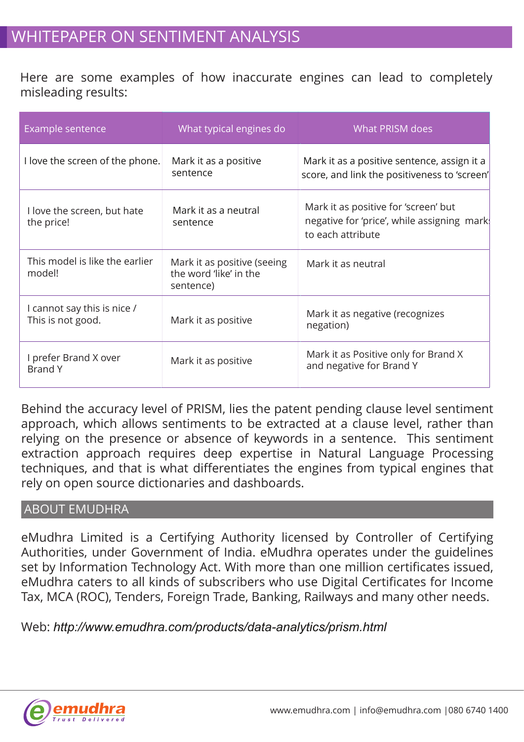# WHITEPAPER ON SENTIMENT ANALYSIS

Here are some examples of how inaccurate engines can lead to completely misleading results:

| Example sentence | What typical engines do | What PRISM does |
|---|---|---|
| I love the screen of the phone. | Mark it as a positive sentence | Mark it as a positive sentence, assign it a score, and link the positiveness to 'screen' |
| I love the screen, but hate the price! | Mark it as a neutral sentence | Mark it as positive for 'screen' but negative for 'price', while assigning marks to each attribute |
| This model is like the earlier model! | Mark it as positive (seeing the word 'like' in the sentence) | Mark it as neutral |
| I cannot say this is nice / This is not good. | Mark it as positive | Mark it as negative (recognizes negation) |
| I prefer Brand X over Brand Y | Mark it as positive | Mark it as Positive only for Brand X and negative for Brand Y |

Behind the accuracy level of PRISM, lies the patent pending clause level sentiment approach, which allows sentiments to be extracted at a clause level, rather than relying on the presence or absence of keywords in a sentence. This sentiment extraction approach requires deep expertise in Natural Language Processing techniques, and that is what differentiates the engines from typical engines that rely on open source dictionaries and dashboards.

## ABOUT EMUDHRA

eMudhra Limited is a Certifying Authority licensed by Controller of Certifying Authorities, under Government of India. eMudhra operates under the guidelines set by Information Technology Act. With more than one million certificates issued, eMudhra caters to all kinds of subscribers who use Digital Certificates for Income Tax, MCA (ROC), Tenders, Foreign Trade, Banking, Railways and many other needs.

Web: *http://www.emudhra.com/products/data-analytics/prism.html*

emudhra
Trust Delivered

www.emudhra.com | info@emudhra.com |080 6740 1400